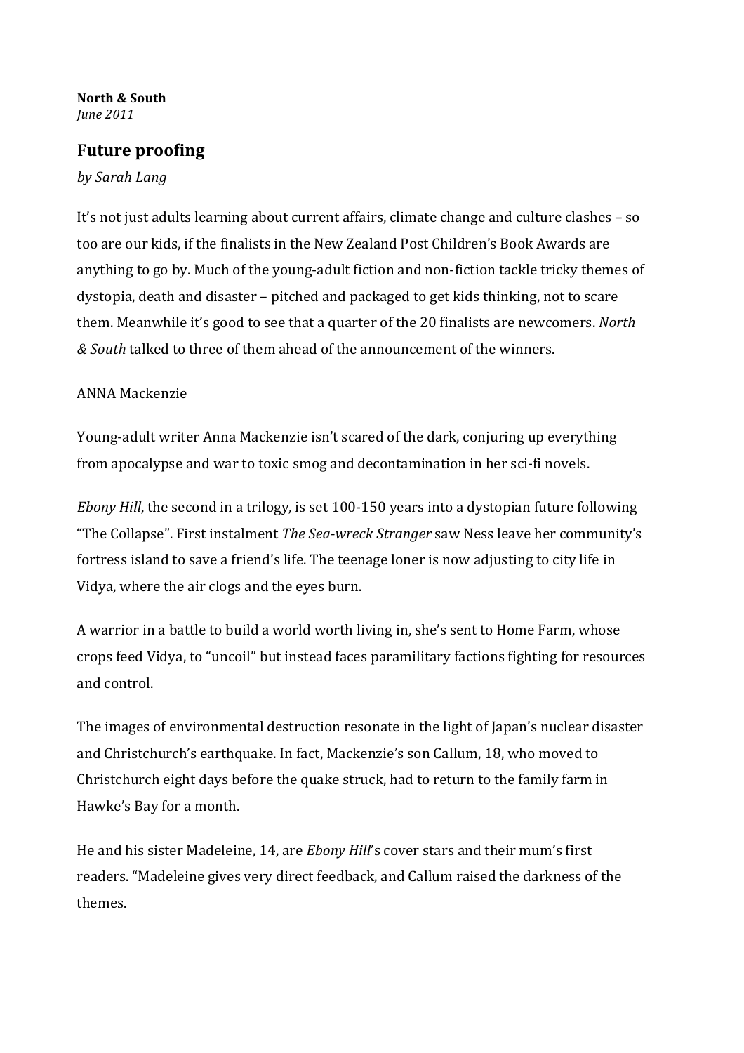**North & South**
*June 2011*

## Future proofing

*by Sarah Lang*

It's not just adults learning about current affairs, climate change and culture clashes – so too are our kids, if the finalists in the New Zealand Post Children's Book Awards are anything to go by. Much of the young-adult fiction and non-fiction tackle tricky themes of dystopia, death and disaster – pitched and packaged to get kids thinking, not to scare them. Meanwhile it's good to see that a quarter of the 20 finalists are newcomers. *North & South* talked to three of them ahead of the announcement of the winners.

ANNA Mackenzie

Young-adult writer Anna Mackenzie isn't scared of the dark, conjuring up everything from apocalypse and war to toxic smog and decontamination in her sci-fi novels.

*Ebony Hill*, the second in a trilogy, is set 100-150 years into a dystopian future following "The Collapse". First instalment *The Sea-wreck Stranger* saw Ness leave her community's fortress island to save a friend's life. The teenage loner is now adjusting to city life in Vidya, where the air clogs and the eyes burn.

A warrior in a battle to build a world worth living in, she's sent to Home Farm, whose crops feed Vidya, to "uncoil" but instead faces paramilitary factions fighting for resources and control.

The images of environmental destruction resonate in the light of Japan's nuclear disaster and Christchurch's earthquake. In fact, Mackenzie's son Callum, 18, who moved to Christchurch eight days before the quake struck, had to return to the family farm in Hawke's Bay for a month.

He and his sister Madeleine, 14, are *Ebony Hill*'s cover stars and their mum's first readers. "Madeleine gives very direct feedback, and Callum raised the darkness of the themes.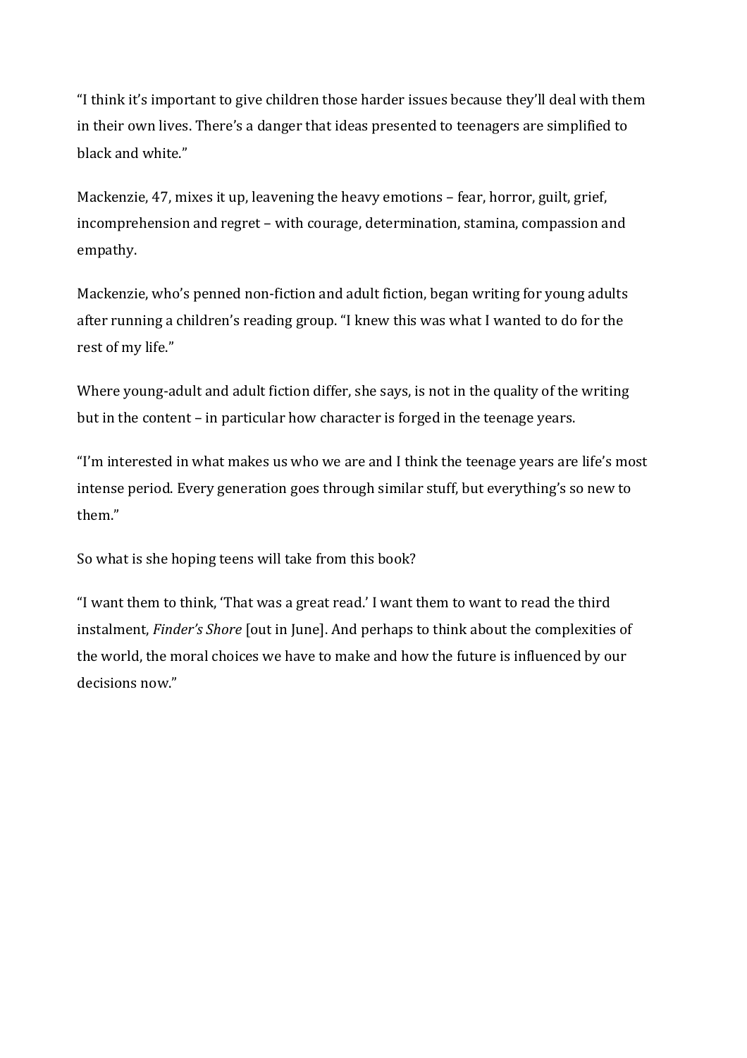"I think it's important to give children those harder issues because they'll deal with them in their own lives. There's a danger that ideas presented to teenagers are simplified to black and white."

Mackenzie, 47, mixes it up, leavening the heavy emotions – fear, horror, guilt, grief, incomprehension and regret – with courage, determination, stamina, compassion and empathy.

Mackenzie, who's penned non-fiction and adult fiction, began writing for young adults after running a children's reading group. "I knew this was what I wanted to do for the rest of my life."

Where young-adult and adult fiction differ, she says, is not in the quality of the writing but in the content – in particular how character is forged in the teenage years.

"I'm interested in what makes us who we are and I think the teenage years are life's most intense period. Every generation goes through similar stuff, but everything's so new to them."

So what is she hoping teens will take from this book?

"I want them to think, 'That was a great read.' I want them to want to read the third instalment, *Finder's Shore* [out in June]. And perhaps to think about the complexities of the world, the moral choices we have to make and how the future is influenced by our decisions now."